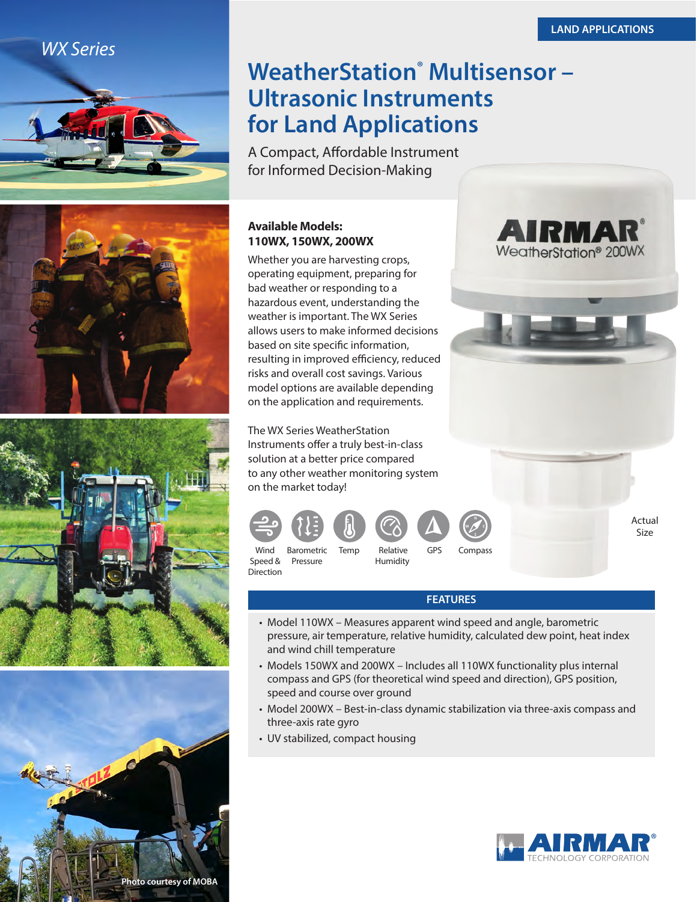WX Series

LAND APPLICATIONS

# WeatherStation® Multisensor – Ultrasonic Instruments for Land Applications

A Compact, Affordable Instrument for Informed Decision-Making

**Available Models: 110WX, 150WX, 200WX**

Whether you are harvesting crops, operating equipment, preparing for bad weather or responding to a hazardous event, understanding the weather is important. The WX Series allows users to make informed decisions based on site specific information, resulting in improved efficiency, reduced risks and overall cost savings. Various model options are available depending on the application and requirements.

The WX Series WeatherStation Instruments offer a truly best-in-class solution at a better price compared to any other weather monitoring system on the market today!

Wind Speed & Direction | Barometric Pressure | Temp | Relative Humidity | GPS | Compass

Actual Size

## FEATURES

- Model 110WX – Measures apparent wind speed and angle, barometric pressure, air temperature, relative humidity, calculated dew point, heat index and wind chill temperature
- Models 150WX and 200WX – Includes all 110WX functionality plus internal compass and GPS (for theoretical wind speed and direction), GPS position, speed and course over ground
- Model 200WX – Best-in-class dynamic stabilization via three-axis compass and three-axis rate gyro
- UV stabilized, compact housing

Photo courtesy of MOBA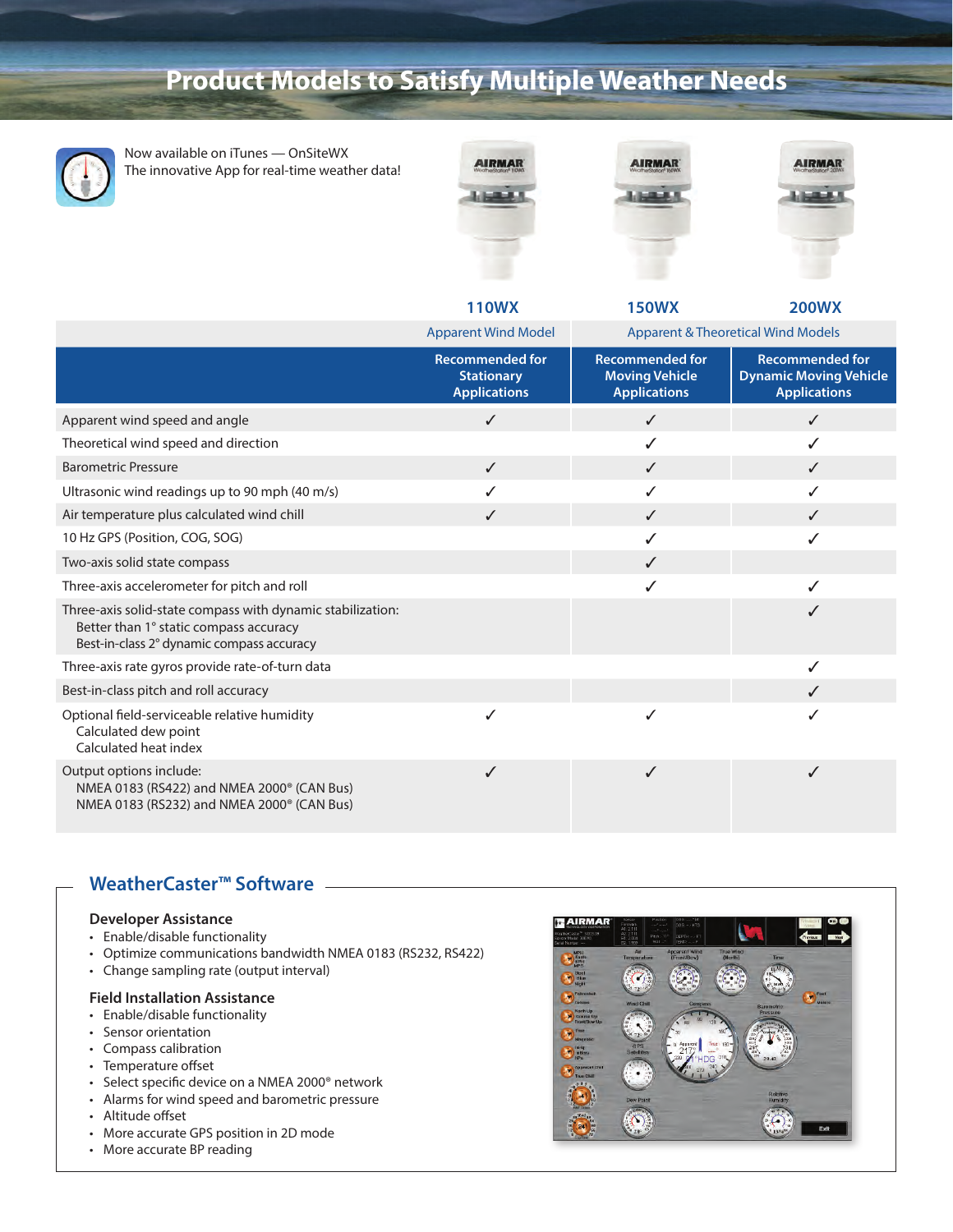# Product Models to Satisfy Multiple Weather Needs

Now available on iTunes — OnSiteWX
The innovative App for real-time weather data!

| | 110WX | 150WX | 200WX |
|---|---|---|---|
| | Apparent Wind Model | Apparent & Theoretical Wind Models | |
| | **Recommended for Stationary Applications** | **Recommended for Moving Vehicle Applications** | **Recommended for Dynamic Moving Vehicle Applications** |
| Apparent wind speed and angle | ✓ | ✓ | ✓ |
| Theoretical wind speed and direction | | ✓ | ✓ |
| Barometric Pressure | ✓ | ✓ | ✓ |
| Ultrasonic wind readings up to 90 mph (40 m/s) | ✓ | ✓ | ✓ |
| Air temperature plus calculated wind chill | ✓ | ✓ | ✓ |
| 10 Hz GPS (Position, COG, SOG) | | ✓ | ✓ |
| Two-axis solid state compass | | ✓ | |
| Three-axis accelerometer for pitch and roll | | ✓ | ✓ |
| Three-axis solid-state compass with dynamic stabilization: Better than 1° static compass accuracy; Best-in-class 2° dynamic compass accuracy | | | ✓ |
| Three-axis rate gyros provide rate-of-turn data | | | ✓ |
| Best-in-class pitch and roll accuracy | | | ✓ |
| Optional field-serviceable relative humidity; Calculated dew point; Calculated heat index | ✓ | ✓ | ✓ |
| Output options include: NMEA 0183 (RS422) and NMEA 2000® (CAN Bus); NMEA 0183 (RS232) and NMEA 2000® (CAN Bus) | ✓ | ✓ | ✓ |

## WeatherCaster™ Software

### Developer Assistance

- Enable/disable functionality
- Optimize communications bandwidth NMEA 0183 (RS232, RS422)
- Change sampling rate (output interval)

### Field Installation Assistance

- Enable/disable functionality
- Sensor orientation
- Compass calibration
- Temperature offset
- Select specific device on a NMEA 2000® network
- Alarms for wind speed and barometric pressure
- Altitude offset
- More accurate GPS position in 2D mode
- More accurate BP reading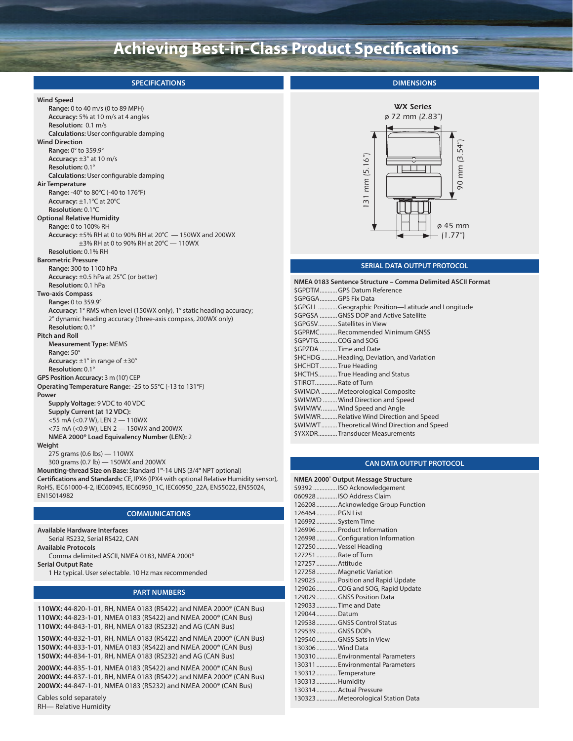# Achieving Best-in-Class Product Specifications

## SPECIFICATIONS

**Wind Speed**
- **Range:** 0 to 40 m/s (0 to 89 MPH)
- **Accuracy:** 5% at 10 m/s at 4 angles
- **Resolution:** 0.1 m/s
- **Calculations:** User configurable damping

**Wind Direction**
- **Range:** 0° to 359.9°
- **Accuracy:** ±3° at 10 m/s
- **Resolution:** 0.1°
- **Calculations:** User configurable damping

**Air Temperature**
- **Range:** -40° to 80°C (-40 to 176°F)
- **Accuracy:** ±1.1°C at 20°C
- **Resolution:** 0.1°C

**Optional Relative Humidity**
- **Range:** 0 to 100% RH
- **Accuracy:** ±5% RH at 0 to 90% RH at 20°C — 150WX and 200WX
  ±3% RH at 0 to 90% RH at 20°C — 110WX
- **Resolution:** 0.1% RH

**Barometric Pressure**
- **Range:** 300 to 1100 hPa
- **Accuracy:** ±0.5 hPa at 25°C (or better)
- **Resolution:** 0.1 hPa

**Two-axis Compass**
- **Range:** 0 to 359.9°
- **Accuracy:** 1° RMS when level (150WX only), 1° static heading accuracy; 2° dynamic heading accuracy (three-axis compass, 200WX only)
- **Resolution:** 0.1°

**Pitch and Roll**
- **Measurement Type:** MEMS
- **Range:** 50°
- **Accuracy:** ±1° in range of ±30°
- **Resolution:** 0.1°

**GPS Position Accuracy:** 3 m (10') CEP

**Operating Temperature Range:** -25 to 55°C (-13 to 131°F)

**Power**
- **Supply Voltage:** 9 VDC to 40 VDC
- **Supply Current (at 12 VDC):**
  <55 mA (<0.7 W), LEN 2 — 110WX
  <75 mA (<0.9 W), LEN 2 — 150WX and 200WX
- **NMEA 2000® Load Equivalency Number (LEN):** 2

**Weight**
- 275 grams (0.6 lbs) — 110WX
- 300 grams (0.7 lb) — 150WX and 200WX

**Mounting-thread Size on Base:** Standard 1"-14 UNS (3/4" NPT optional)

**Certifications and Standards:** CE, IPX6 (IPX4 with optional Relative Humidity sensor), RoHS, IEC61000-4-2, IEC60945, IEC60950_1C, IEC60950_22A, EN55022, EN55024, EN15014982

## COMMUNICATIONS

**Available Hardware Interfaces**
Serial RS232, Serial RS422, CAN

**Available Protocols**
Comma delimited ASCII, NMEA 0183, NMEA 2000®

**Serial Output Rate**
1 Hz typical. User selectable. 10 Hz max recommended

## PART NUMBERS

**110WX:** 44-820-1-01, RH, NMEA 0183 (RS422) and NMEA 2000® (CAN Bus)
**110WX:** 44-823-1-01, NMEA 0183 (RS422) and NMEA 2000® (CAN Bus)
**110WX:** 44-843-1-01, RH, NMEA 0183 (RS232) and AG (CAN Bus)

**150WX:** 44-832-1-01, RH, NMEA 0183 (RS422) and NMEA 2000® (CAN Bus)
**150WX:** 44-833-1-01, NMEA 0183 (RS422) and NMEA 2000® (CAN Bus)
**150WX:** 44-834-1-01, RH, NMEA 0183 (RS232) and AG (CAN Bus)

**200WX:** 44-835-1-01, NMEA 0183 (RS422) and NMEA 2000® (CAN Bus)
**200WX:** 44-837-1-01, RH, NMEA 0183 (RS422) and NMEA 2000® (CAN Bus)
**200WX:** 44-847-1-01, NMEA 0183 (RS232) and NMEA 2000® (CAN Bus)

Cables sold separately
RH— Relative Humidity

## DIMENSIONS

*WX Series*
ø 72 mm (2.83")
131 mm (5.16")
90 mm (3.54")
ø 45 mm (1.77")

## SERIAL DATA OUTPUT PROTOCOL

**NMEA 0183 Sentence Structure – Comma Delimited ASCII Format**

- $GPDTM.......... GPS Datum Reference
- $GPGGA.......... GPS Fix Data
- $GPGLL........... Geographic Position—Latitude and Longitude
- $GPGSA.......... GNSS DOP and Active Satellite
- $GPGSV........... Satellites in View
- $GPRMC.......... Recommended Minimum GNSS
- $GPVTG........... COG and SOG
- $GPZDA.......... Time and Date
- $HCHDG.......... Heading, Deviation, and Variation
- $HCHDT.......... True Heading
- $HCTHS........... True Heading and Status
- $TIROT............ Rate of Turn
- $WIMDA.......... Meteorological Composite
- $WIMWD......... Wind Direction and Speed
- $WIMWV......... Wind Speed and Angle
- $WIMWR......... Relative Wind Direction and Speed
- $WIMWT.......... Theoretical Wind Direction and Speed
- $YXXDR........... Transducer Measurements

## CAN DATA OUTPUT PROTOCOL

**NMEA 2000® Output Message Structure**

- 59392 ............ ISO Acknowledgement
- 060928 ............ ISO Address Claim
- 126208 ............ Acknowledge Group Function
- 126464 ............ PGN List
- 126992 ............ System Time
- 126996 ............ Product Information
- 126998 ............ Configuration Information
- 127250 ............ Vessel Heading
- 127251 ............ Rate of Turn
- 127257 ............ Attitude
- 127258 ............ Magnetic Variation
- 129025 ............ Position and Rapid Update
- 129026 ............ COG and SOG, Rapid Update
- 129029 ............ GNSS Position Data
- 129033 ............ Time and Date
- 129044 ............ Datum
- 129538 ............ GNSS Control Status
- 129539 ............ GNSS DOPs
- 129540 ............ GNSS Sats in View
- 130306 ............ Wind Data
- 130310 ............ Environmental Parameters
- 130311 ............ Environmental Parameters
- 130312 ............ Temperature
- 130313 ............ Humidity
- 130314 ............ Actual Pressure
- 130323 ............ Meteorological Station Data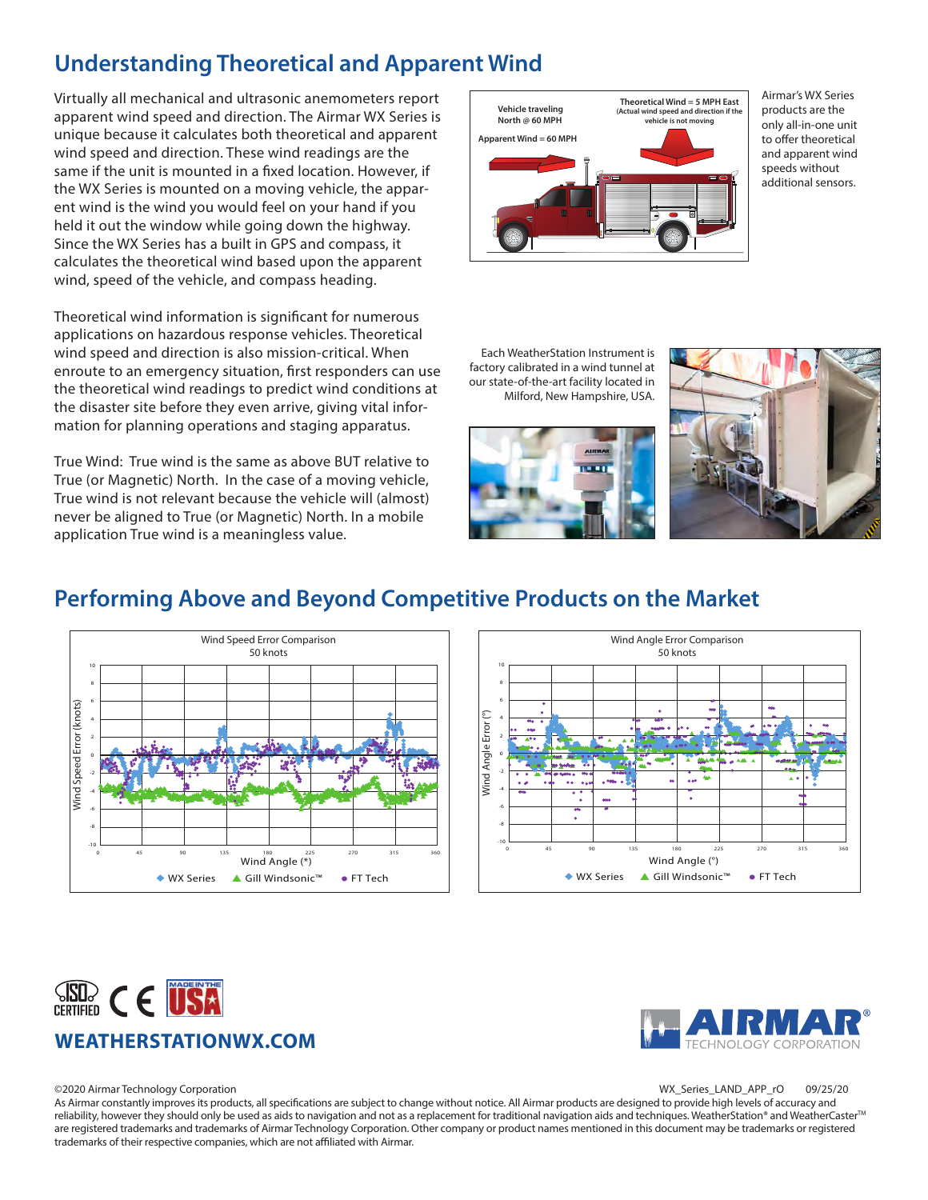## Understanding Theoretical and Apparent Wind

Virtually all mechanical and ultrasonic anemometers report apparent wind speed and direction. The Airmar WX Series is unique because it calculates both theoretical and apparent wind speed and direction. These wind readings are the same if the unit is mounted in a fixed location. However, if the WX Series is mounted on a moving vehicle, the apparent wind is the wind you would feel on your hand if you held it out the window while going down the highway. Since the WX Series has a built in GPS and compass, it calculates the theoretical wind based upon the apparent wind, speed of the vehicle, and compass heading.

Vehicle traveling North @ 60 MPH

Apparent Wind = 60 MPH

Theoretical Wind = 5 MPH East (Actual wind speed and direction if the vehicle is not moving)

Airmar's WX Series products are the only all-in-one unit to offer theoretical and apparent wind speeds without additional sensors.

Theoretical wind information is significant for numerous applications on hazardous response vehicles. Theoretical wind speed and direction is also mission-critical. When enroute to an emergency situation, first responders can use the theoretical wind readings to predict wind conditions at the disaster site before they even arrive, giving vital information for planning operations and staging apparatus.

True Wind: True wind is the same as above BUT relative to True (or Magnetic) North. In the case of a moving vehicle, True wind is not relevant because the vehicle will (almost) never be aligned to True (or Magnetic) North. In a mobile application True wind is a meaningless value.

Each WeatherStation Instrument is factory calibrated in a wind tunnel at our state-of-the-art facility located in Milford, New Hampshire, USA.

## Performing Above and Beyond Competitive Products on the Market

Wind Speed Error Comparison
50 knots

Wind Speed Error (knots)
10
8
6
4
2
0
-2
-4
-6
-8
-10
0 45 90 135 180 225 270 315 360
Wind Angle (°)

WX Series
Gill Windsonic™
FT Tech

Wind Angle Error Comparison
50 knots

Wind Angle Error (°)
10
8
6
4
2
0
-2
-4
-6
-8
-10
0 45 90 135 180 225 270 315 360
Wind Angle (°)

WX Series
Gill Windsonic™
FT Tech

ISO CERTIFIED CE MADE IN THE USA

**WEATHERSTATIONWX.COM**

AIRMAR® TECHNOLOGY CORPORATION

©2020 Airmar Technology Corporation WX_Series_LAND_APP_rO 09/25/20

As Airmar constantly improves its products, all specifications are subject to change without notice. All Airmar products are designed to provide high levels of accuracy and reliability, however they should only be used as aids to navigation and not as a replacement for traditional navigation aids and techniques. WeatherStation® and WeatherCaster™ are registered trademarks and trademarks of Airmar Technology Corporation. Other company or product names mentioned in this document may be trademarks or registered trademarks of their respective companies, which are not affiliated with Airmar.